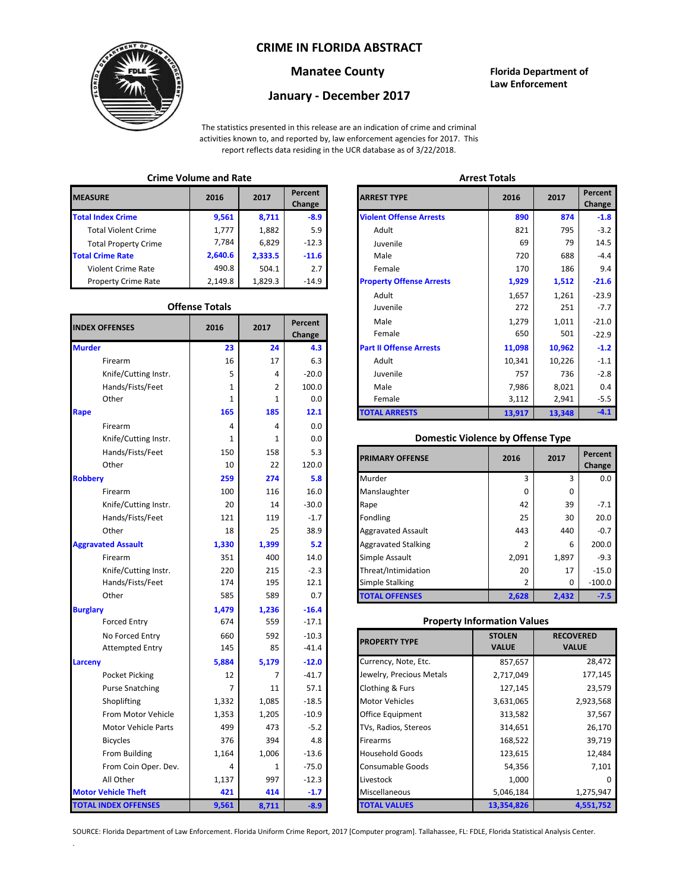# CRIME IN FLORIDA ABSTRACT

## Manatee County

## January - December 2017

**Florida Department of Law Enforcement**

The statistics presented in this release are an indication of crime and criminal activities known to, and reported by, law enforcement agencies for 2017. This report reflects data residing in the UCR database as of 3/22/2018.

### Crime Volume and Rate

| MEASURE | 2016 | 2017 | Percent Change |
|---|---|---|---|
| **Total Index Crime** | **9,561** | **8,711** | **-8.9** |
| Total Violent Crime | 1,777 | 1,882 | 5.9 |
| Total Property Crime | 7,784 | 6,829 | -12.3 |
| **Total Crime Rate** | **2,640.6** | **2,333.5** | **-11.6** |
| Violent Crime Rate | 490.8 | 504.1 | 2.7 |
| Property Crime Rate | 2,149.8 | 1,829.3 | -14.9 |

### Offense Totals

| INDEX OFFENSES | 2016 | 2017 | Percent Change |
|---|---|---|---|
| **Murder** | **23** | **24** | **4.3** |
| Firearm | 16 | 17 | 6.3 |
| Knife/Cutting Instr. | 5 | 4 | -20.0 |
| Hands/Fists/Feet | 1 | 2 | 100.0 |
| Other | 1 | 1 | 0.0 |
| **Rape** | **165** | **185** | **12.1** |
| Firearm | 4 | 4 | 0.0 |
| Knife/Cutting Instr. | 1 | 1 | 0.0 |
| Hands/Fists/Feet | 150 | 158 | 5.3 |
| Other | 10 | 22 | 120.0 |
| **Robbery** | **259** | **274** | **5.8** |
| Firearm | 100 | 116 | 16.0 |
| Knife/Cutting Instr. | 20 | 14 | -30.0 |
| Hands/Fists/Feet | 121 | 119 | -1.7 |
| Other | 18 | 25 | 38.9 |
| **Aggravated Assault** | **1,330** | **1,399** | **5.2** |
| Firearm | 351 | 400 | 14.0 |
| Knife/Cutting Instr. | 220 | 215 | -2.3 |
| Hands/Fists/Feet | 174 | 195 | 12.1 |
| Other | 585 | 589 | 0.7 |
| **Burglary** | **1,479** | **1,236** | **-16.4** |
| Forced Entry | 674 | 559 | -17.1 |
| No Forced Entry | 660 | 592 | -10.3 |
| Attempted Entry | 145 | 85 | -41.4 |
| **Larceny** | **5,884** | **5,179** | **-12.0** |
| Pocket Picking | 12 | 7 | -41.7 |
| Purse Snatching | 7 | 11 | 57.1 |
| Shoplifting | 1,332 | 1,085 | -18.5 |
| From Motor Vehicle | 1,353 | 1,205 | -10.9 |
| Motor Vehicle Parts | 499 | 473 | -5.2 |
| Bicycles | 376 | 394 | 4.8 |
| From Building | 1,164 | 1,006 | -13.6 |
| From Coin Oper. Dev. | 4 | 1 | -75.0 |
| All Other | 1,137 | 997 | -12.3 |
| **Motor Vehicle Theft** | **421** | **414** | **-1.7** |
| **TOTAL INDEX OFFENSES** | **9,561** | **8,711** | **-8.9** |

### Arrest Totals

| ARREST TYPE | 2016 | 2017 | Percent Change |
|---|---|---|---|
| **Violent Offense Arrests** | **890** | **874** | **-1.8** |
| Adult | 821 | 795 | -3.2 |
| Juvenile | 69 | 79 | 14.5 |
| Male | 720 | 688 | -4.4 |
| Female | 170 | 186 | 9.4 |
| **Property Offense Arrests** | **1,929** | **1,512** | **-21.6** |
| Adult | 1,657 | 1,261 | -23.9 |
| Juvenile | 272 | 251 | -7.7 |
| Male | 1,279 | 1,011 | -21.0 |
| Female | 650 | 501 | -22.9 |
| **Part II Offense Arrests** | **11,098** | **10,962** | **-1.2** |
| Adult | 10,341 | 10,226 | -1.1 |
| Juvenile | 757 | 736 | -2.8 |
| Male | 7,986 | 8,021 | 0.4 |
| Female | 3,112 | 2,941 | -5.5 |
| **TOTAL ARRESTS** | **13,917** | **13,348** | **-4.1** |

### Domestic Violence by Offense Type

| PRIMARY OFFENSE | 2016 | 2017 | Percent Change |
|---|---|---|---|
| Murder | 3 | 3 | 0.0 |
| Manslaughter | 0 | 0 | |
| Rape | 42 | 39 | -7.1 |
| Fondling | 25 | 30 | 20.0 |
| Aggravated Assault | 443 | 440 | -0.7 |
| Aggravated Stalking | 2 | 6 | 200.0 |
| Simple Assault | 2,091 | 1,897 | -9.3 |
| Threat/Intimidation | 20 | 17 | -15.0 |
| Simple Stalking | 2 | 0 | -100.0 |
| **TOTAL OFFENSES** | **2,628** | **2,432** | **-7.5** |

### Property Information Values

| PROPERTY TYPE | STOLEN VALUE | RECOVERED VALUE |
|---|---|---|
| Currency, Note, Etc. | 857,657 | 28,472 |
| Jewelry, Precious Metals | 2,717,049 | 177,145 |
| Clothing & Furs | 127,145 | 23,579 |
| Motor Vehicles | 3,631,065 | 2,923,568 |
| Office Equipment | 313,582 | 37,567 |
| TVs, Radios, Stereos | 314,651 | 26,170 |
| Firearms | 168,522 | 39,719 |
| Household Goods | 123,615 | 12,484 |
| Consumable Goods | 54,356 | 7,101 |
| Livestock | 1,000 | 0 |
| Miscellaneous | 5,046,184 | 1,275,947 |
| **TOTAL VALUES** | **13,354,826** | **4,551,752** |

SOURCE: Florida Department of Law Enforcement. Florida Uniform Crime Report, 2017 [Computer program]. Tallahassee, FL: FDLE, Florida Statistical Analysis Center.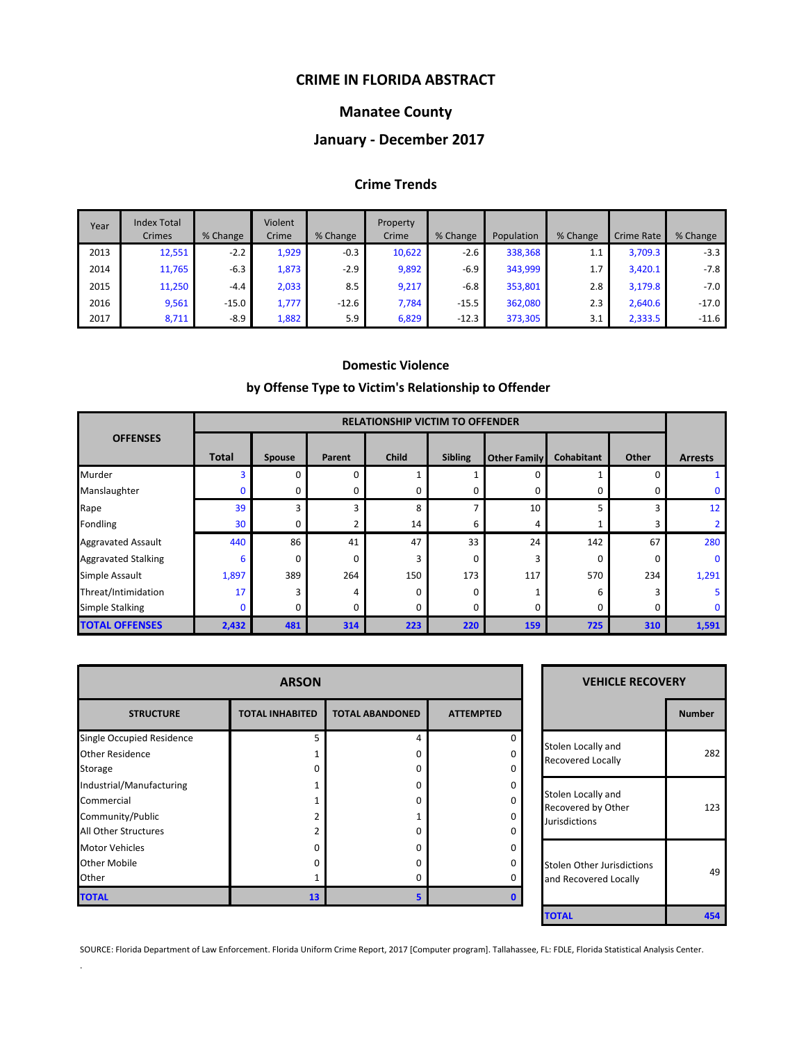# CRIME IN FLORIDA ABSTRACT

## Manatee County

## January - December 2017

### Crime Trends

| Year | Index Total Crimes | % Change | Violent Crime | % Change | Property Crime | % Change | Population | % Change | Crime Rate | % Change |
|---|---|---|---|---|---|---|---|---|---|---|
| 2013 | 12,551 | -2.2 | 1,929 | -0.3 | 10,622 | -2.6 | 338,368 | 1.1 | 3,709.3 | -3.3 |
| 2014 | 11,765 | -6.3 | 1,873 | -2.9 | 9,892 | -6.9 | 343,999 | 1.7 | 3,420.1 | -7.8 |
| 2015 | 11,250 | -4.4 | 2,033 | 8.5 | 9,217 | -6.8 | 353,801 | 2.8 | 3,179.8 | -7.0 |
| 2016 | 9,561 | -15.0 | 1,777 | -12.6 | 7,784 | -15.5 | 362,080 | 2.3 | 2,640.6 | -17.0 |
| 2017 | 8,711 | -8.9 | 1,882 | 5.9 | 6,829 | -12.3 | 373,305 | 3.1 | 2,333.5 | -11.6 |

### Domestic Violence

### by Offense Type to Victim's Relationship to Offender

| OFFENSES | RELATIONSHIP VICTIM TO OFFENDER | | | | | | | | Arrests |
|---|---|---|---|---|---|---|---|---|---|
| | Total | Spouse | Parent | Child | Sibling | Other Family | Cohabitant | Other | |
| Murder | 3 | 0 | 0 | 1 | 1 | 0 | 1 | 0 | 1 |
| Manslaughter | 0 | 0 | 0 | 0 | 0 | 0 | 0 | 0 | 0 |
| Rape | 39 | 3 | 3 | 8 | 7 | 10 | 5 | 3 | 12 |
| Fondling | 30 | 0 | 2 | 14 | 6 | 4 | 1 | 3 | 2 |
| Aggravated Assault | 440 | 86 | 41 | 47 | 33 | 24 | 142 | 67 | 280 |
| Aggravated Stalking | 6 | 0 | 0 | 3 | 0 | 3 | 0 | 0 | 0 |
| Simple Assault | 1,897 | 389 | 264 | 150 | 173 | 117 | 570 | 234 | 1,291 |
| Threat/Intimidation | 17 | 3 | 4 | 0 | 0 | 1 | 6 | 3 | 5 |
| Simple Stalking | 0 | 0 | 0 | 0 | 0 | 0 | 0 | 0 | 0 |
| **TOTAL OFFENSES** | **2,432** | **481** | **314** | **223** | **220** | **159** | **725** | **310** | **1,591** |

### ARSON

| STRUCTURE | TOTAL INHABITED | TOTAL ABANDONED | ATTEMPTED |
|---|---|---|---|
| Single Occupied Residence | 5 | 4 | 0 |
| Other Residence | 1 | 0 | 0 |
| Storage | 0 | 0 | 0 |
| Industrial/Manufacturing | 1 | 0 | 0 |
| Commercial | 1 | 0 | 0 |
| Community/Public | 2 | 1 | 0 |
| All Other Structures | 2 | 0 | 0 |
| Motor Vehicles | 0 | 0 | 0 |
| Other Mobile | 0 | 0 | 0 |
| Other | 1 | 0 | 0 |
| **TOTAL** | **13** | **5** | **0** |

### VEHICLE RECOVERY

| | Number |
|---|---|
| Stolen Locally and Recovered Locally | 282 |
| Stolen Locally and Recovered by Other Jurisdictions | 123 |
| Stolen Other Jurisdictions and Recovered Locally | 49 |
| **TOTAL** | **454** |

SOURCE: Florida Department of Law Enforcement. Florida Uniform Crime Report, 2017 [Computer program]. Tallahassee, FL: FDLE, Florida Statistical Analysis Center.